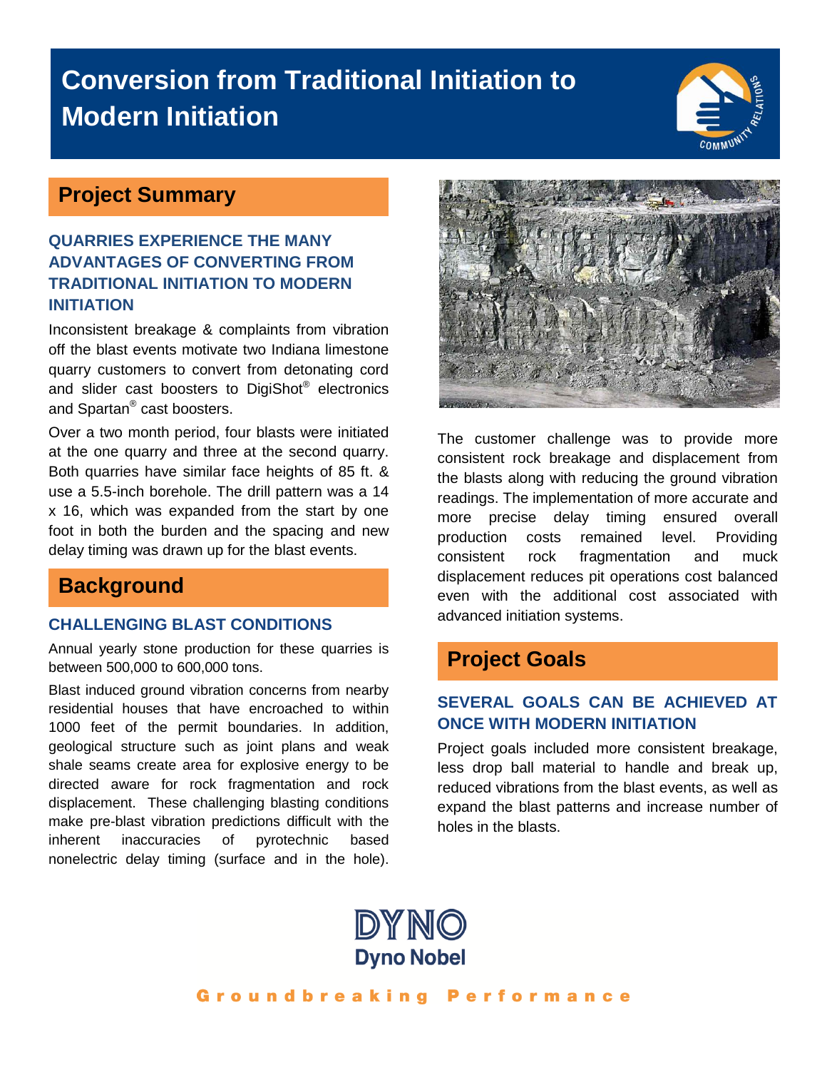# Conversion from Traditional Initiation to Modern Initiation

## Project Summary

### QUARRIES EXPERIENCE THE MANY ADVANTAGES OF CONVERTING FROM TRADITIONAL INITIATION TO MODERN INITIATION

Inconsistent breakage & complaints from vibration off the blast events motivate two Indiana limestone quarry customers to convert from detonating cord and slider cast boosters to DigiShot® electronics and Spartan® cast boosters.

Over a two month period, four blasts were initiated at the one quarry and three at the second quarry. Both quarries have similar face heights of 85 ft. & use a 5.5-inch borehole. The drill pattern was a 14 x 16, which was expanded from the start by one foot in both the burden and the spacing and new delay timing was drawn up for the blast events.

## Background

### CHALLENGING BLAST CONDITIONS

Annual yearly stone production for these quarries is between 500,000 to 600,000 tons.

Blast induced ground vibration concerns from nearby residential houses that have encroached to within 1000 feet of the permit boundaries. In addition, geological structure such as joint plans and weak shale seams create area for explosive energy to be directed aware for rock fragmentation and rock displacement. These challenging blasting conditions make pre-blast vibration predictions difficult with the inherent inaccuracies of pyrotechnic based nonelectric delay timing (surface and in the hole).

The customer challenge was to provide more consistent rock breakage and displacement from the blasts along with reducing the ground vibration readings. The implementation of more accurate and more precise delay timing ensured overall production costs remained level. Providing consistent rock fragmentation and muck displacement reduces pit operations cost balanced even with the additional cost associated with advanced initiation systems.

## Project Goals

### SEVERAL GOALS CAN BE ACHIEVED AT ONCE WITH MODERN INITIATION

Project goals included more consistent breakage, less drop ball material to handle and break up, reduced vibrations from the blast events, as well as expand the blast patterns and increase number of holes in the blasts.

DYNO
Dyno Nobel

Groundbreaking Performance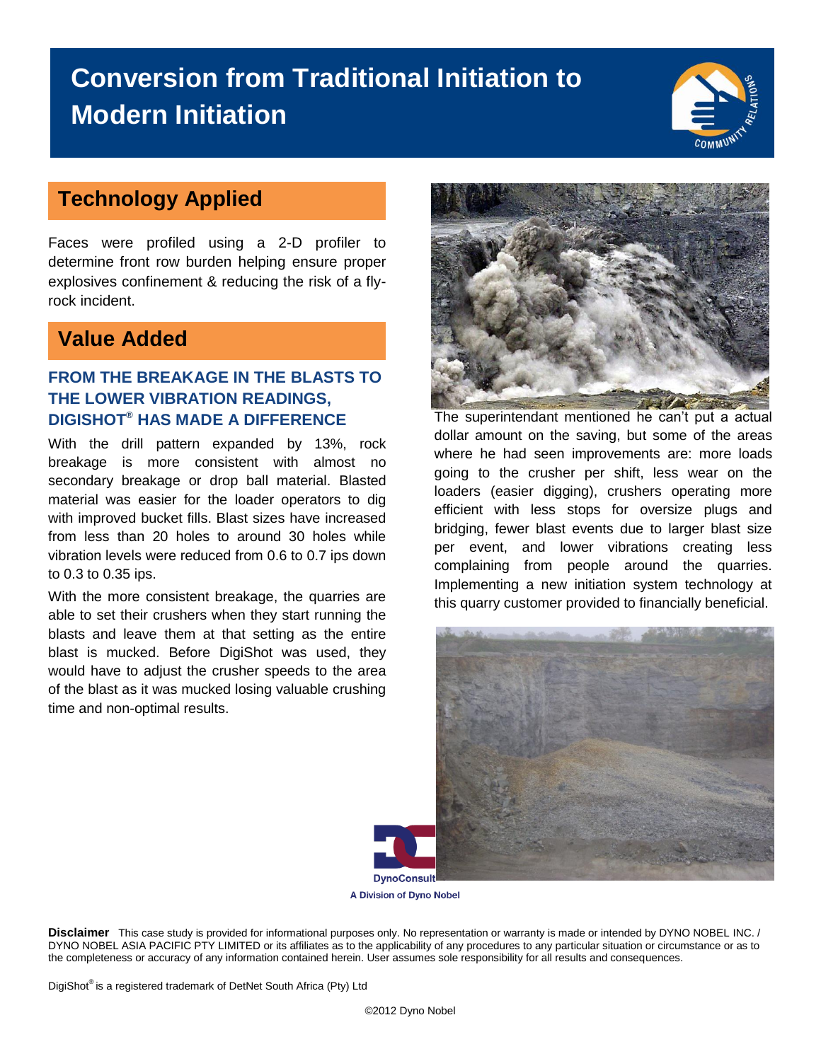# Conversion from Traditional Initiation to Modern Initiation

## Technology Applied

Faces were profiled using a 2-D profiler to determine front row burden helping ensure proper explosives confinement & reducing the risk of a fly-rock incident.

## Value Added

### FROM THE BREAKAGE IN THE BLASTS TO THE LOWER VIBRATION READINGS, DIGISHOT® HAS MADE A DIFFERENCE

With the drill pattern expanded by 13%, rock breakage is more consistent with almost no secondary breakage or drop ball material. Blasted material was easier for the loader operators to dig with improved bucket fills. Blast sizes have increased from less than 20 holes to around 30 holes while vibration levels were reduced from 0.6 to 0.7 ips down to 0.3 to 0.35 ips.

With the more consistent breakage, the quarries are able to set their crushers when they start running the blasts and leave them at that setting as the entire blast is mucked. Before DigiShot was used, they would have to adjust the crusher speeds to the area of the blast as it was mucked losing valuable crushing time and non-optimal results.

The superintendant mentioned he can't put a actual dollar amount on the saving, but some of the areas where he had seen improvements are: more loads going to the crusher per shift, less wear on the loaders (easier digging), crushers operating more efficient with less stops for oversize plugs and bridging, fewer blast events due to larger blast size per event, and lower vibrations creating less complaining from people around the quarries. Implementing a new initiation system technology at this quarry customer provided to financially beneficial.

DynoConsult
A Division of Dyno Nobel

**Disclaimer** This case study is provided for informational purposes only. No representation or warranty is made or intended by DYNO NOBEL INC. / DYNO NOBEL ASIA PACIFIC PTY LIMITED or its affiliates as to the applicability of any procedures to any particular situation or circumstance or as to the completeness or accuracy of any information contained herein. User assumes sole responsibility for all results and consequences.

DigiShot® is a registered trademark of DetNet South Africa (Pty) Ltd

©2012 Dyno Nobel